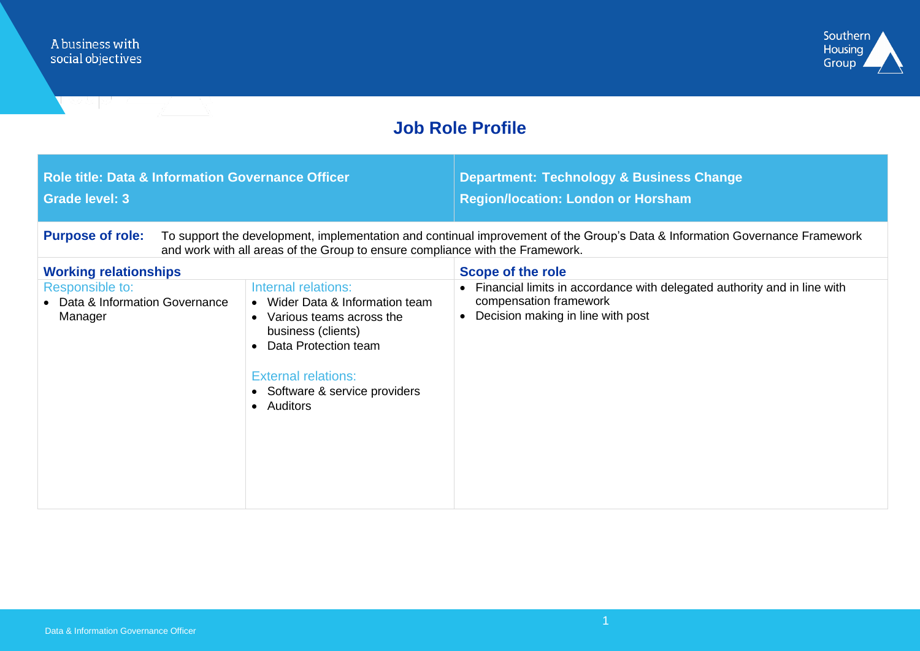A business with social objectives

Southern Housing Group

# Job Role Profile

| **Role title: Data & Information Governance Officer**<br>**Grade level: 3** | | **Department: Technology & Business Change**<br>**Region/location: London or Horsham** |
|---|---|---|
| **Purpose of role:** To support the development, implementation and continual improvement of the Group's Data & Information Governance Framework and work with all areas of the Group to ensure compliance with the Framework. | | |
| **Working relationships** | | **Scope of the role** |
| Responsible to:<br>• Data & Information Governance Manager | Internal relations:<br>• Wider Data & Information team<br>• Various teams across the business (clients)<br>• Data Protection team<br><br>External relations:<br>• Software & service providers<br>• Auditors | • Financial limits in accordance with delegated authority and in line with compensation framework<br>• Decision making in line with post |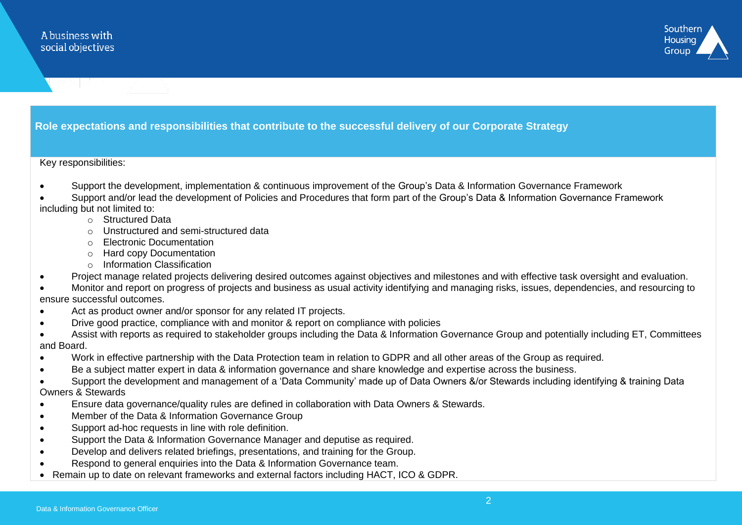## Role expectations and responsibilities that contribute to the successful delivery of our Corporate Strategy

Key responsibilities:

- Support the development, implementation & continuous improvement of the Group's Data & Information Governance Framework
- Support and/or lead the development of Policies and Procedures that form part of the Group's Data & Information Governance Framework including but not limited to:
  - Structured Data
  - Unstructured and semi-structured data
  - Electronic Documentation
  - Hard copy Documentation
  - Information Classification
- Project manage related projects delivering desired outcomes against objectives and milestones and with effective task oversight and evaluation.
- Monitor and report on progress of projects and business as usual activity identifying and managing risks, issues, dependencies, and resourcing to ensure successful outcomes.
- Act as product owner and/or sponsor for any related IT projects.
- Drive good practice, compliance with and monitor & report on compliance with policies
- Assist with reports as required to stakeholder groups including the Data & Information Governance Group and potentially including ET, Committees and Board.
- Work in effective partnership with the Data Protection team in relation to GDPR and all other areas of the Group as required.
- Be a subject matter expert in data & information governance and share knowledge and expertise across the business.
- Support the development and management of a 'Data Community' made up of Data Owners &/or Stewards including identifying & training Data Owners & Stewards
- Ensure data governance/quality rules are defined in collaboration with Data Owners & Stewards.
- Member of the Data & Information Governance Group
- Support ad-hoc requests in line with role definition.
- Support the Data & Information Governance Manager and deputise as required.
- Develop and delivers related briefings, presentations, and training for the Group.
- Respond to general enquiries into the Data & Information Governance team.
- Remain up to date on relevant frameworks and external factors including HACT, ICO & GDPR.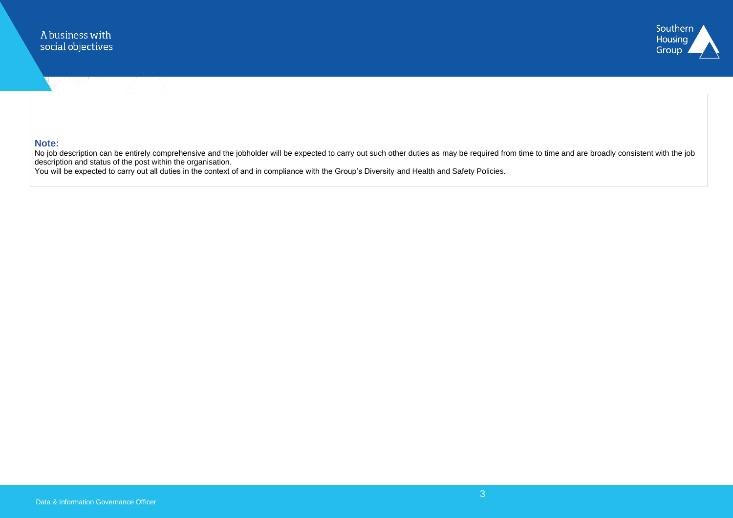**Note:**

No job description can be entirely comprehensive and the jobholder will be expected to carry out such other duties as may be required from time to time and are broadly consistent with the job description and status of the post within the organisation.

You will be expected to carry out all duties in the context of and in compliance with the Group's Diversity and Health and Safety Policies.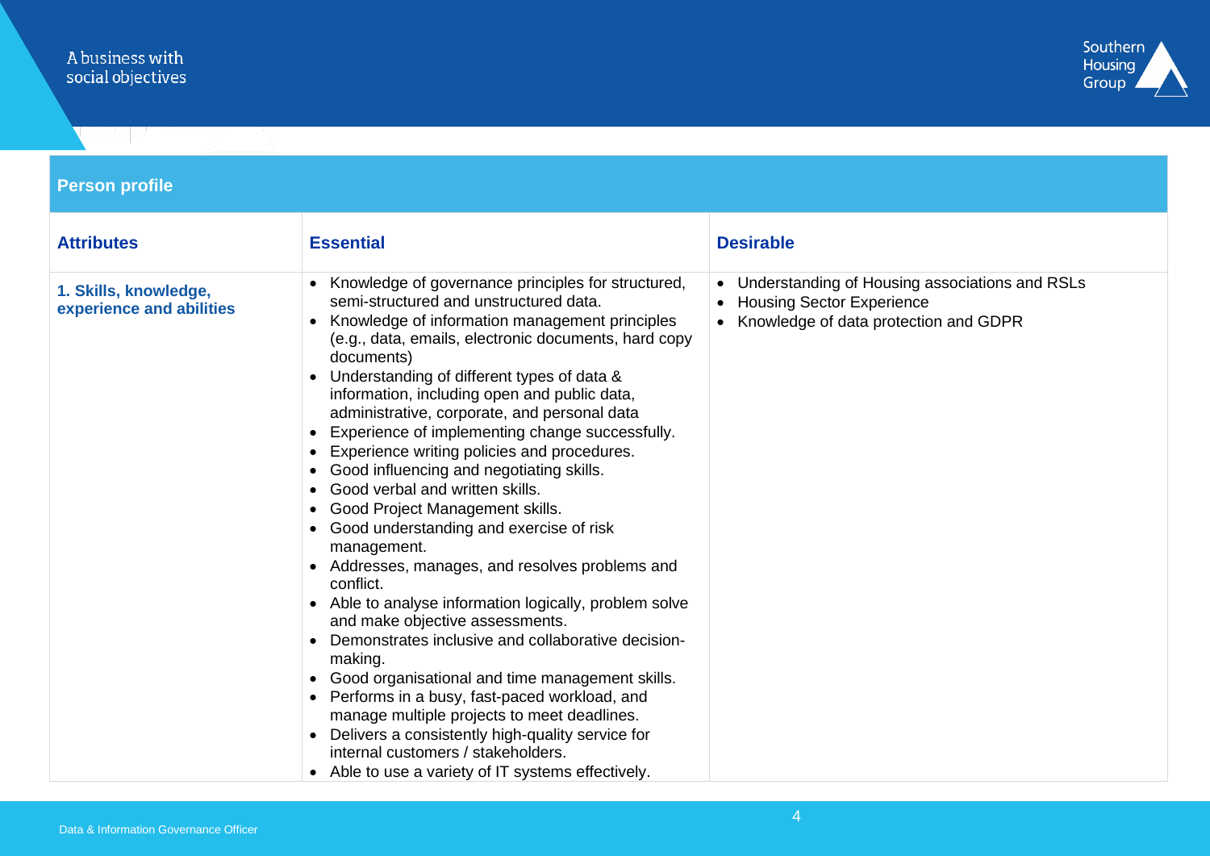## Person profile

| Attributes | Essential | Desirable |
|---|---|---|
| **1. Skills, knowledge, experience and abilities** | • Knowledge of governance principles for structured, semi-structured and unstructured data.<br>• Knowledge of information management principles (e.g., data, emails, electronic documents, hard copy documents)<br>• Understanding of different types of data & information, including open and public data, administrative, corporate, and personal data<br>• Experience of implementing change successfully.<br>• Experience writing policies and procedures.<br>• Good influencing and negotiating skills.<br>• Good verbal and written skills.<br>• Good Project Management skills.<br>• Good understanding and exercise of risk management.<br>• Addresses, manages, and resolves problems and conflict.<br>• Able to analyse information logically, problem solve and make objective assessments.<br>• Demonstrates inclusive and collaborative decision-making.<br>• Good organisational and time management skills.<br>• Performs in a busy, fast-paced workload, and manage multiple projects to meet deadlines.<br>• Delivers a consistently high-quality service for internal customers / stakeholders.<br>• Able to use a variety of IT systems effectively. | • Understanding of Housing associations and RSLs<br>• Housing Sector Experience<br>• Knowledge of data protection and GDPR |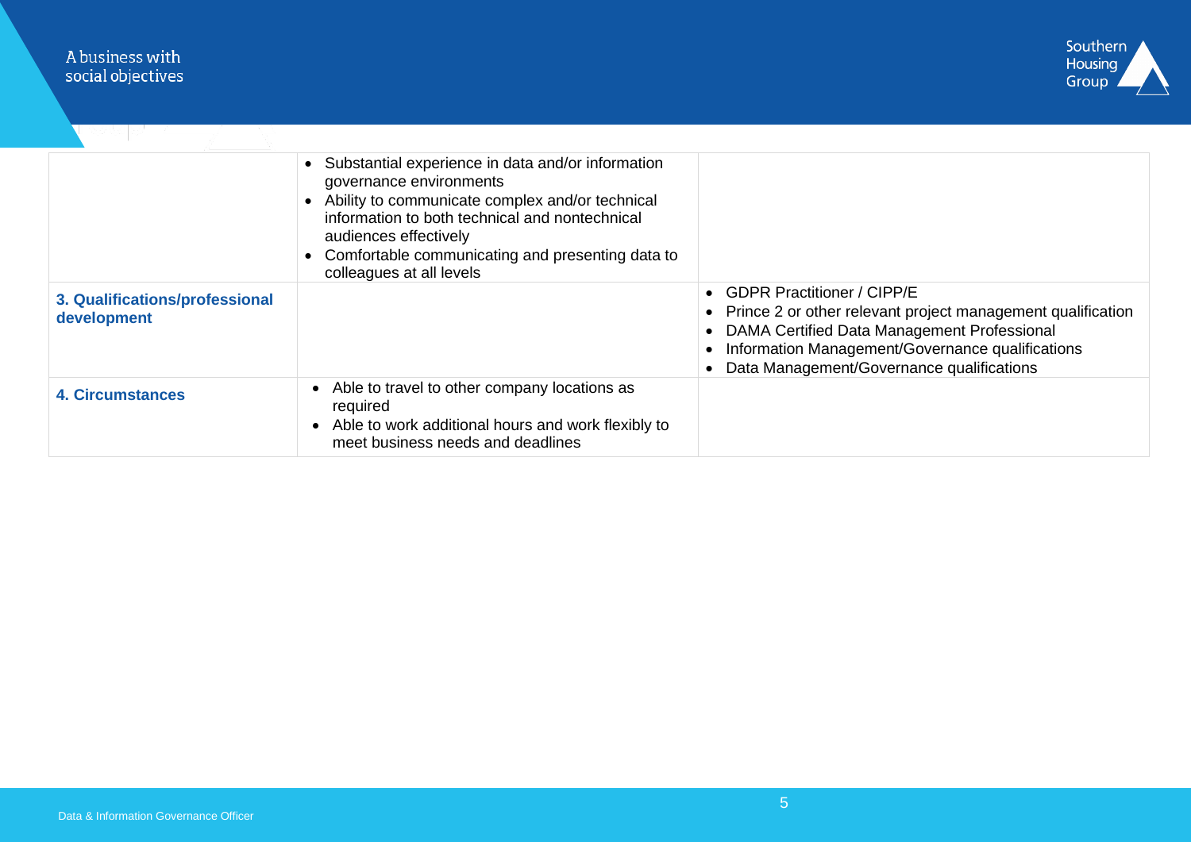| | | |
|---|---|---|
| | • Substantial experience in data and/or information governance environments<br>• Ability to communicate complex and/or technical information to both technical and nontechnical audiences effectively<br>• Comfortable communicating and presenting data to colleagues at all levels | |
| **3. Qualifications/professional development** | | • GDPR Practitioner / CIPP/E<br>• Prince 2 or other relevant project management qualification<br>• DAMA Certified Data Management Professional<br>• Information Management/Governance qualifications<br>• Data Management/Governance qualifications |
| **4. Circumstances** | • Able to travel to other company locations as required<br>• Able to work additional hours and work flexibly to meet business needs and deadlines | |